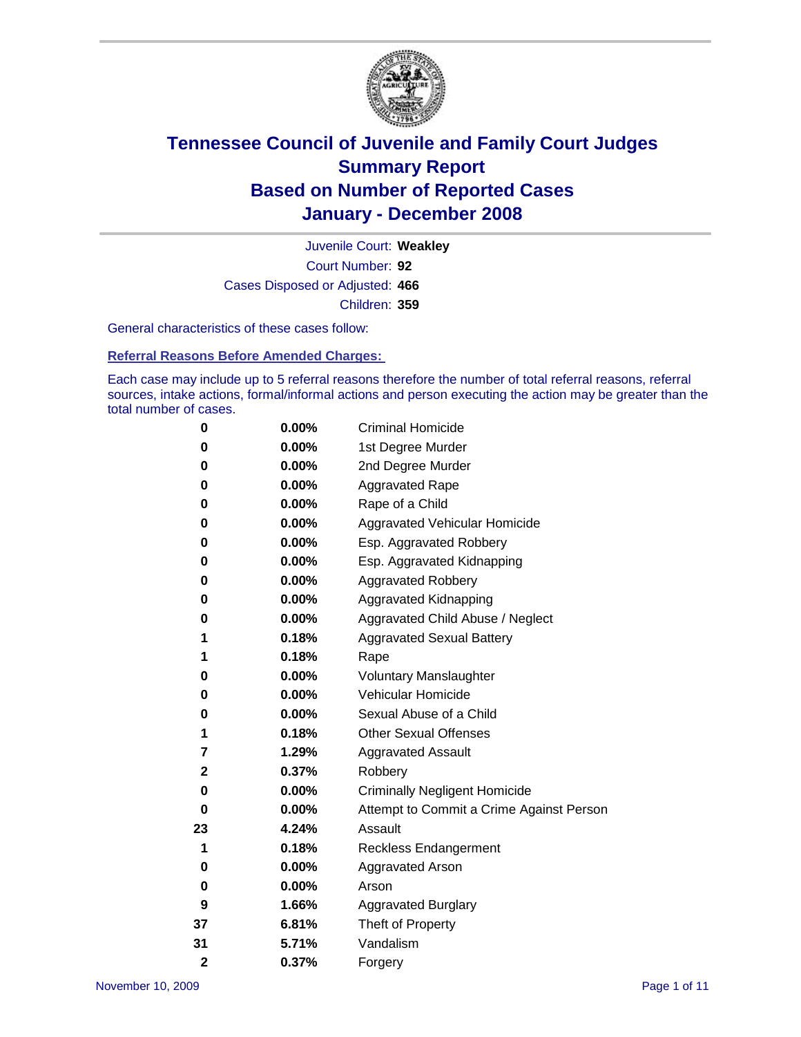# Tennessee Council of Juvenile and Family Court Judges
## Summary Report
## Based on Number of Reported Cases
## January - December 2008

Juvenile Court: **Weakley**

Court Number: **92**

Cases Disposed or Adjusted: **466**

Children: **359**

General characteristics of these cases follow:

### Referral Reasons Before Amended Charges:

Each case may include up to 5 referral reasons therefore the number of total referral reasons, referral sources, intake actions, formal/informal actions and person executing the action may be greater than the total number of cases.

| Count | Percent | Referral Reason |
|---|---|---|
| 0 | 0.00% | Criminal Homicide |
| 0 | 0.00% | 1st Degree Murder |
| 0 | 0.00% | 2nd Degree Murder |
| 0 | 0.00% | Aggravated Rape |
| 0 | 0.00% | Rape of a Child |
| 0 | 0.00% | Aggravated Vehicular Homicide |
| 0 | 0.00% | Esp. Aggravated Robbery |
| 0 | 0.00% | Esp. Aggravated Kidnapping |
| 0 | 0.00% | Aggravated Robbery |
| 0 | 0.00% | Aggravated Kidnapping |
| 0 | 0.00% | Aggravated Child Abuse / Neglect |
| 1 | 0.18% | Aggravated Sexual Battery |
| 1 | 0.18% | Rape |
| 0 | 0.00% | Voluntary Manslaughter |
| 0 | 0.00% | Vehicular Homicide |
| 0 | 0.00% | Sexual Abuse of a Child |
| 1 | 0.18% | Other Sexual Offenses |
| 7 | 1.29% | Aggravated Assault |
| 2 | 0.37% | Robbery |
| 0 | 0.00% | Criminally Negligent Homicide |
| 0 | 0.00% | Attempt to Commit a Crime Against Person |
| 23 | 4.24% | Assault |
| 1 | 0.18% | Reckless Endangerment |
| 0 | 0.00% | Aggravated Arson |
| 0 | 0.00% | Arson |
| 9 | 1.66% | Aggravated Burglary |
| 37 | 6.81% | Theft of Property |
| 31 | 5.71% | Vandalism |
| 2 | 0.37% | Forgery |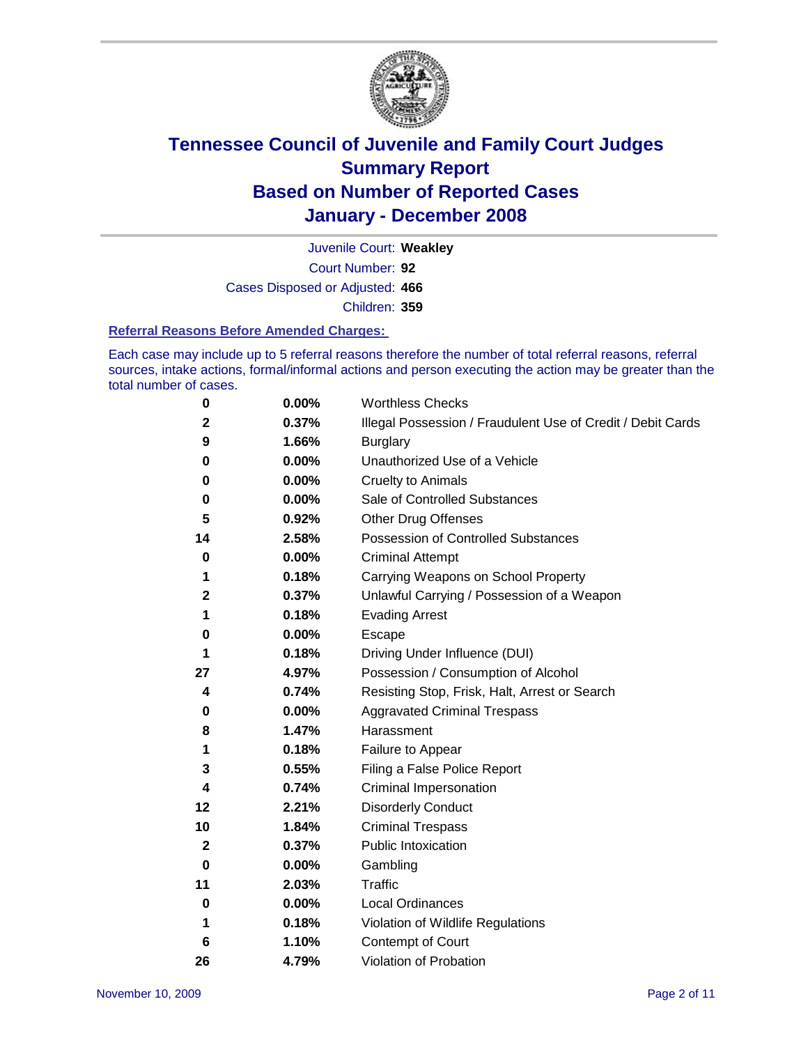# Tennessee Council of Juvenile and Family Court Judges
## Summary Report
## Based on Number of Reported Cases
## January - December 2008

Juvenile Court: **Weakley**

Court Number: **92**

Cases Disposed or Adjusted: **466**

Children: **359**

### Referral Reasons Before Amended Charges:

Each case may include up to 5 referral reasons therefore the number of total referral reasons, referral sources, intake actions, formal/informal actions and person executing the action may be greater than the total number of cases.

| Count | Percent | Referral Reason |
|---|---|---|
| 0 | 0.00% | Worthless Checks |
| 2 | 0.37% | Illegal Possession / Fraudulent Use of Credit / Debit Cards |
| 9 | 1.66% | Burglary |
| 0 | 0.00% | Unauthorized Use of a Vehicle |
| 0 | 0.00% | Cruelty to Animals |
| 0 | 0.00% | Sale of Controlled Substances |
| 5 | 0.92% | Other Drug Offenses |
| 14 | 2.58% | Possession of Controlled Substances |
| 0 | 0.00% | Criminal Attempt |
| 1 | 0.18% | Carrying Weapons on School Property |
| 2 | 0.37% | Unlawful Carrying / Possession of a Weapon |
| 1 | 0.18% | Evading Arrest |
| 0 | 0.00% | Escape |
| 1 | 0.18% | Driving Under Influence (DUI) |
| 27 | 4.97% | Possession / Consumption of Alcohol |
| 4 | 0.74% | Resisting Stop, Frisk, Halt, Arrest or Search |
| 0 | 0.00% | Aggravated Criminal Trespass |
| 8 | 1.47% | Harassment |
| 1 | 0.18% | Failure to Appear |
| 3 | 0.55% | Filing a False Police Report |
| 4 | 0.74% | Criminal Impersonation |
| 12 | 2.21% | Disorderly Conduct |
| 10 | 1.84% | Criminal Trespass |
| 2 | 0.37% | Public Intoxication |
| 0 | 0.00% | Gambling |
| 11 | 2.03% | Traffic |
| 0 | 0.00% | Local Ordinances |
| 1 | 0.18% | Violation of Wildlife Regulations |
| 6 | 1.10% | Contempt of Court |
| 26 | 4.79% | Violation of Probation |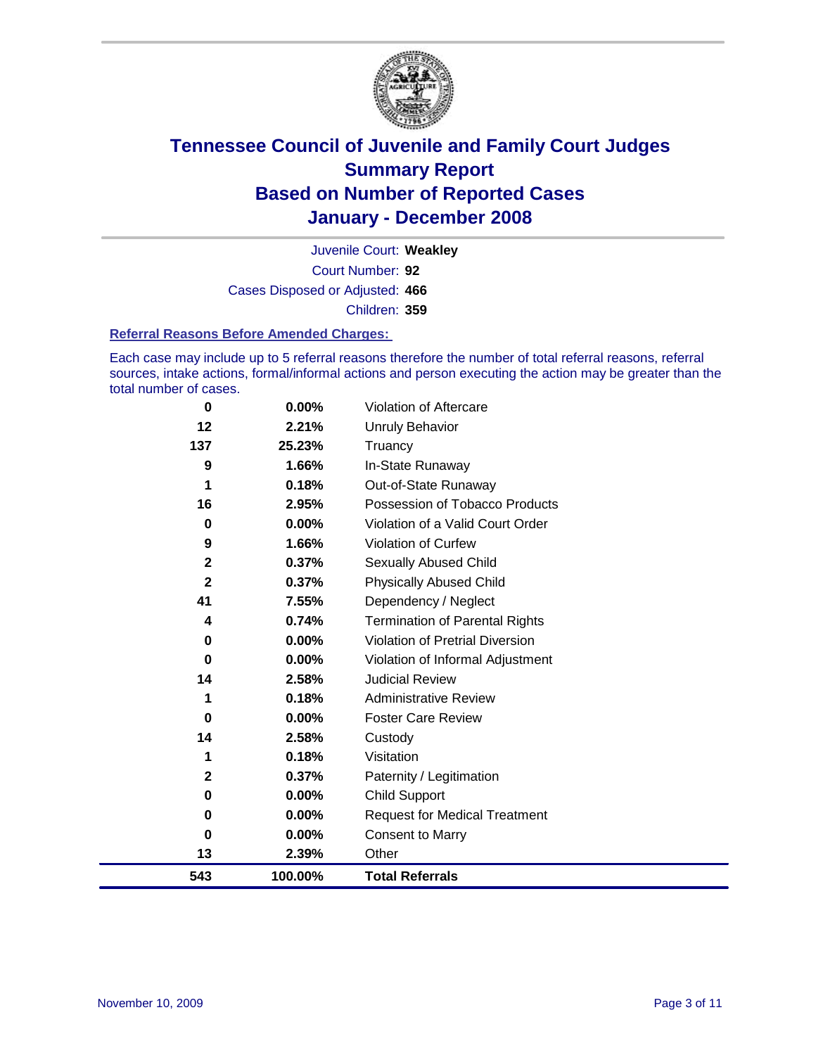# Tennessee Council of Juvenile and Family Court Judges
## Summary Report
## Based on Number of Reported Cases
## January - December 2008

Juvenile Court: **Weakley**

Court Number: **92**

Cases Disposed or Adjusted: **466**

Children: **359**

### Referral Reasons Before Amended Charges:

Each case may include up to 5 referral reasons therefore the number of total referral reasons, referral sources, intake actions, formal/informal actions and person executing the action may be greater than the total number of cases.

| Count | Percent | Referral Reason |
|---|---|---|
| 0 | 0.00% | Violation of Aftercare |
| 12 | 2.21% | Unruly Behavior |
| 137 | 25.23% | Truancy |
| 9 | 1.66% | In-State Runaway |
| 1 | 0.18% | Out-of-State Runaway |
| 16 | 2.95% | Possession of Tobacco Products |
| 0 | 0.00% | Violation of a Valid Court Order |
| 9 | 1.66% | Violation of Curfew |
| 2 | 0.37% | Sexually Abused Child |
| 2 | 0.37% | Physically Abused Child |
| 41 | 7.55% | Dependency / Neglect |
| 4 | 0.74% | Termination of Parental Rights |
| 0 | 0.00% | Violation of Pretrial Diversion |
| 0 | 0.00% | Violation of Informal Adjustment |
| 14 | 2.58% | Judicial Review |
| 1 | 0.18% | Administrative Review |
| 0 | 0.00% | Foster Care Review |
| 14 | 2.58% | Custody |
| 1 | 0.18% | Visitation |
| 2 | 0.37% | Paternity / Legitimation |
| 0 | 0.00% | Child Support |
| 0 | 0.00% | Request for Medical Treatment |
| 0 | 0.00% | Consent to Marry |
| 13 | 2.39% | Other |
| **543** | **100.00%** | **Total Referrals** |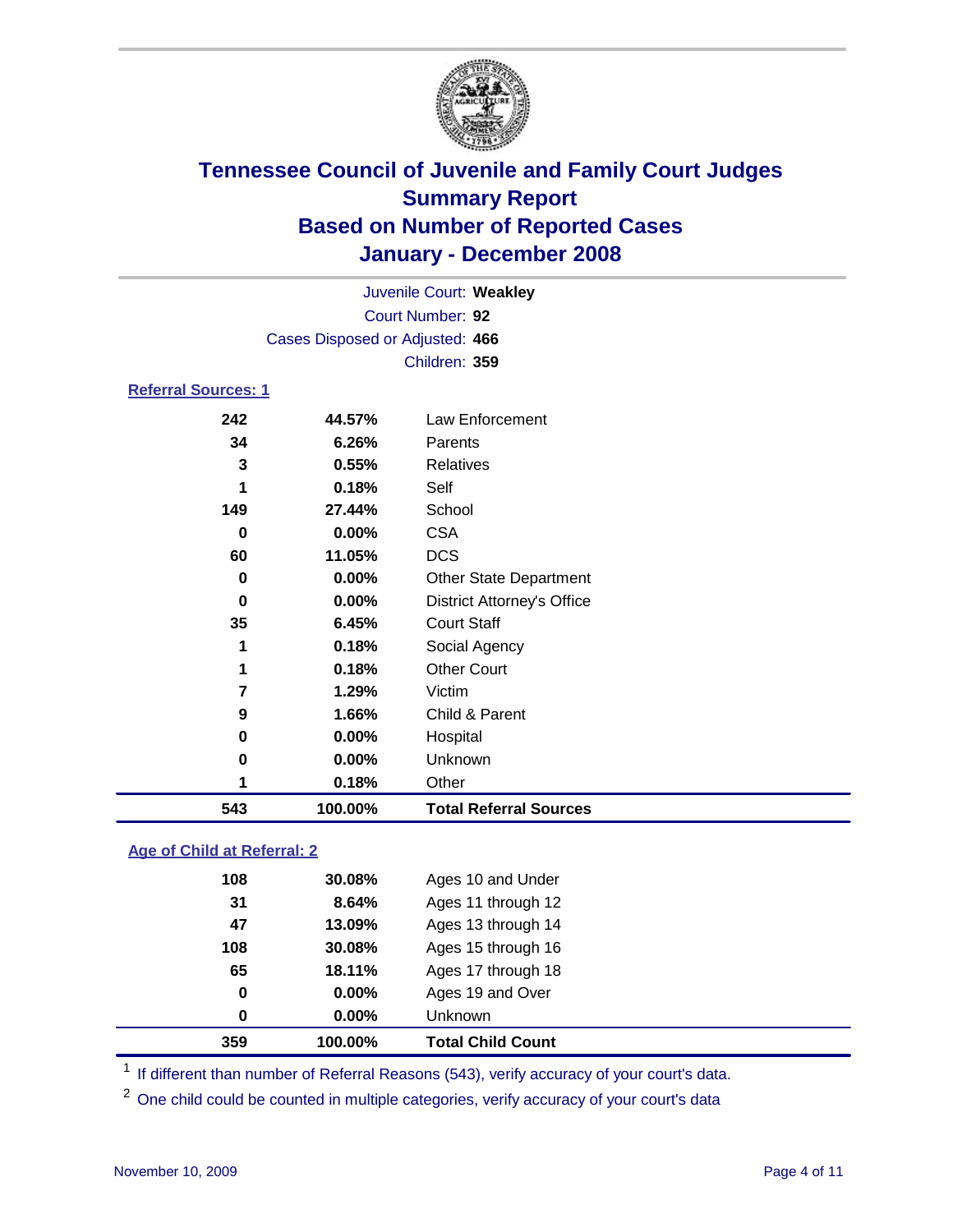# Tennessee Council of Juvenile and Family Court Judges
## Summary Report
## Based on Number of Reported Cases
## January - December 2008

Juvenile Court: **Weakley**

Court Number: **92**

Cases Disposed or Adjusted: **466**

Children: **359**

### Referral Sources: 1

| | | |
|---|---|---|
| 242 | 44.57% | Law Enforcement |
| 34 | 6.26% | Parents |
| 3 | 0.55% | Relatives |
| 1 | 0.18% | Self |
| 149 | 27.44% | School |
| 0 | 0.00% | CSA |
| 60 | 11.05% | DCS |
| 0 | 0.00% | Other State Department |
| 0 | 0.00% | District Attorney's Office |
| 35 | 6.45% | Court Staff |
| 1 | 0.18% | Social Agency |
| 1 | 0.18% | Other Court |
| 7 | 1.29% | Victim |
| 9 | 1.66% | Child & Parent |
| 0 | 0.00% | Hospital |
| 0 | 0.00% | Unknown |
| 1 | 0.18% | Other |
| **543** | **100.00%** | **Total Referral Sources** |

### Age of Child at Referral: 2

| | | |
|---|---|---|
| 108 | 30.08% | Ages 10 and Under |
| 31 | 8.64% | Ages 11 through 12 |
| 47 | 13.09% | Ages 13 through 14 |
| 108 | 30.08% | Ages 15 through 16 |
| 65 | 18.11% | Ages 17 through 18 |
| 0 | 0.00% | Ages 19 and Over |
| 0 | 0.00% | Unknown |
| **359** | **100.00%** | **Total Child Count** |

[1] If different than number of Referral Reasons (543), verify accuracy of your court's data.

[2] One child could be counted in multiple categories, verify accuracy of your court's data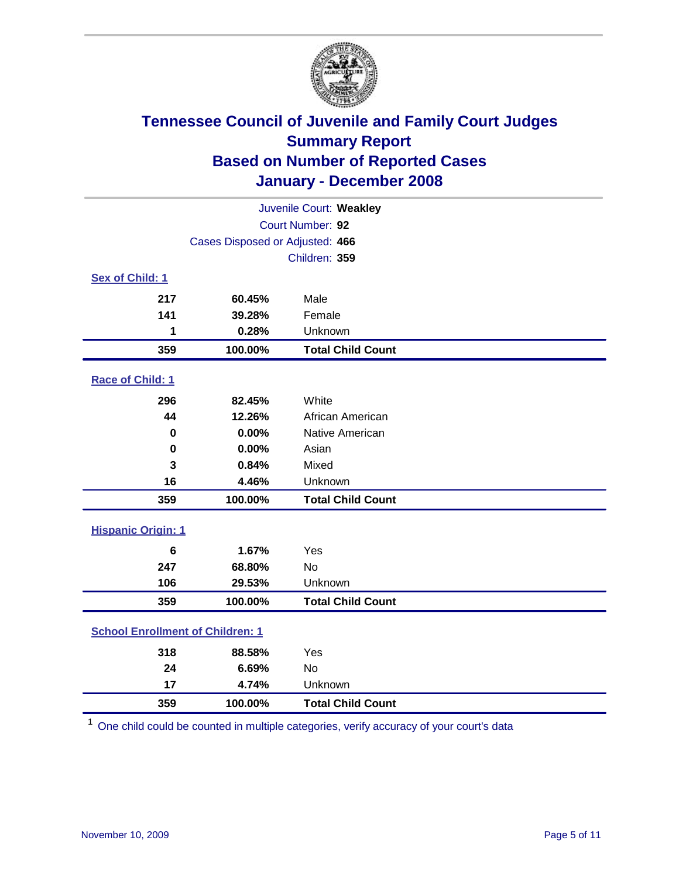# Tennessee Council of Juvenile and Family Court Judges
## Summary Report
## Based on Number of Reported Cases
## January - December 2008

Juvenile Court: **Weakley**
Court Number: **92**
Cases Disposed or Adjusted: **466**
Children: **359**

### Sex of Child: 1

| | | |
|---|---|---|
| 217 | 60.45% | Male |
| 141 | 39.28% | Female |
| 1 | 0.28% | Unknown |
| **359** | **100.00%** | **Total Child Count** |

### Race of Child: 1

| | | |
|---|---|---|
| 296 | 82.45% | White |
| 44 | 12.26% | African American |
| 0 | 0.00% | Native American |
| 0 | 0.00% | Asian |
| 3 | 0.84% | Mixed |
| 16 | 4.46% | Unknown |
| **359** | **100.00%** | **Total Child Count** |

### Hispanic Origin: 1

| | | |
|---|---|---|
| 6 | 1.67% | Yes |
| 247 | 68.80% | No |
| 106 | 29.53% | Unknown |
| **359** | **100.00%** | **Total Child Count** |

### School Enrollment of Children: 1

| | | |
|---|---|---|
| 318 | 88.58% | Yes |
| 24 | 6.69% | No |
| 17 | 4.74% | Unknown |
| **359** | **100.00%** | **Total Child Count** |

[1] One child could be counted in multiple categories, verify accuracy of your court's data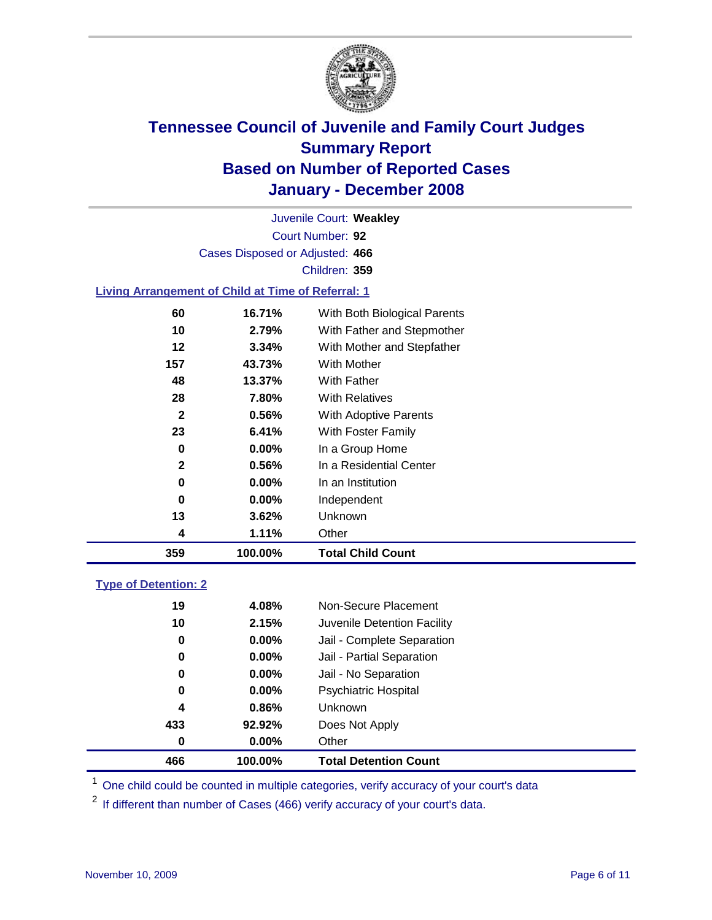# Tennessee Council of Juvenile and Family Court Judges
## Summary Report
## Based on Number of Reported Cases
## January - December 2008

Juvenile Court: **Weakley**
Court Number: **92**
Cases Disposed or Adjusted: **466**
Children: **359**

### Living Arrangement of Child at Time of Referral: 1

| | | |
|---|---|---|
| 60 | 16.71% | With Both Biological Parents |
| 10 | 2.79% | With Father and Stepmother |
| 12 | 3.34% | With Mother and Stepfather |
| 157 | 43.73% | With Mother |
| 48 | 13.37% | With Father |
| 28 | 7.80% | With Relatives |
| 2 | 0.56% | With Adoptive Parents |
| 23 | 6.41% | With Foster Family |
| 0 | 0.00% | In a Group Home |
| 2 | 0.56% | In a Residential Center |
| 0 | 0.00% | In an Institution |
| 0 | 0.00% | Independent |
| 13 | 3.62% | Unknown |
| 4 | 1.11% | Other |
| **359** | **100.00%** | **Total Child Count** |

### Type of Detention: 2

| | | |
|---|---|---|
| 19 | 4.08% | Non-Secure Placement |
| 10 | 2.15% | Juvenile Detention Facility |
| 0 | 0.00% | Jail - Complete Separation |
| 0 | 0.00% | Jail - Partial Separation |
| 0 | 0.00% | Jail - No Separation |
| 0 | 0.00% | Psychiatric Hospital |
| 4 | 0.86% | Unknown |
| 433 | 92.92% | Does Not Apply |
| 0 | 0.00% | Other |
| **466** | **100.00%** | **Total Detention Count** |

[1] One child could be counted in multiple categories, verify accuracy of your court's data

[2] If different than number of Cases (466) verify accuracy of your court's data.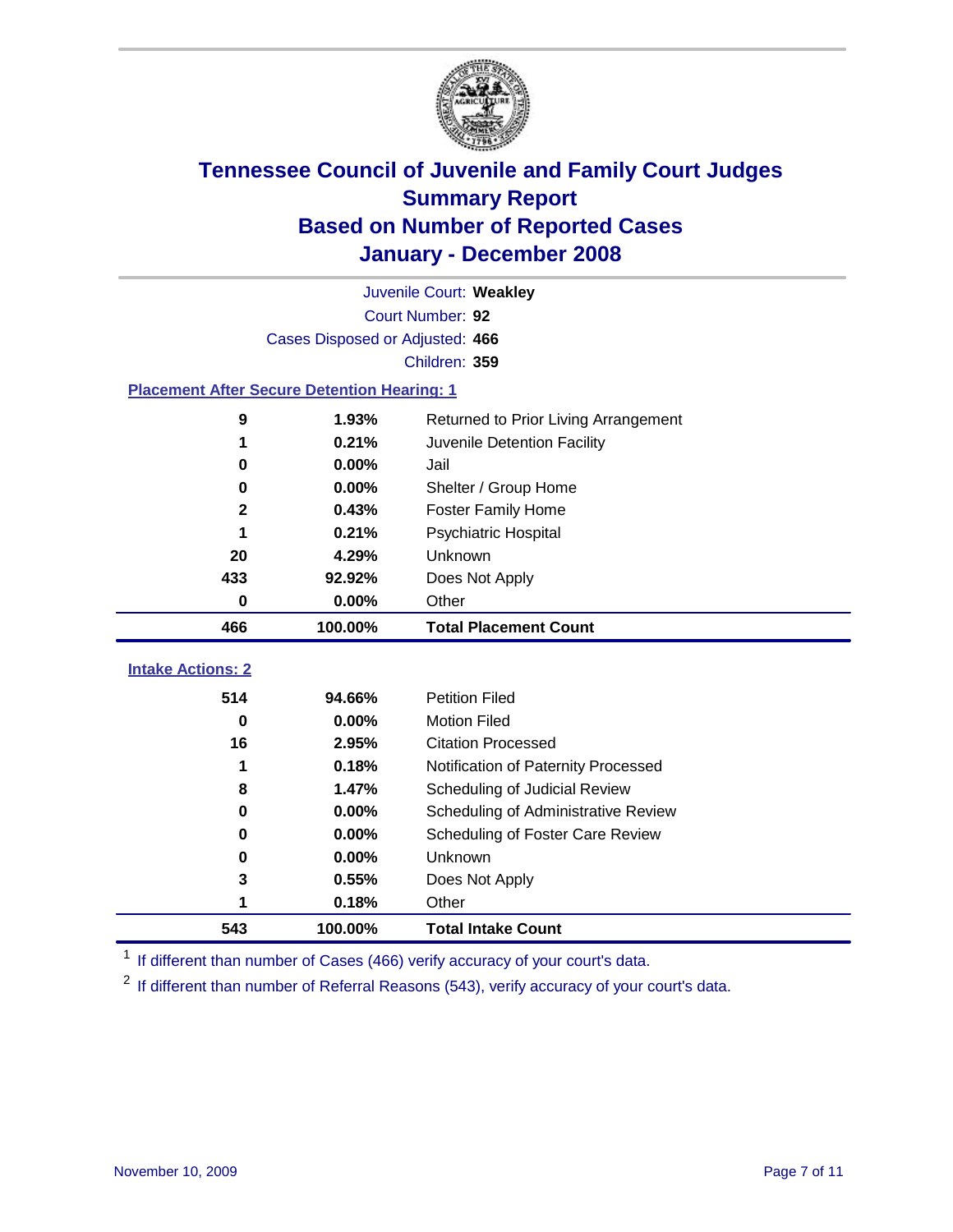# Tennessee Council of Juvenile and Family Court Judges
## Summary Report
## Based on Number of Reported Cases
## January - December 2008

Juvenile Court: **Weakley**
Court Number: **92**
Cases Disposed or Adjusted: **466**
Children: **359**

### Placement After Secure Detention Hearing: 1

| Count | Percent | Placement |
|---|---|---|
| 9 | 1.93% | Returned to Prior Living Arrangement |
| 1 | 0.21% | Juvenile Detention Facility |
| 0 | 0.00% | Jail |
| 0 | 0.00% | Shelter / Group Home |
| 2 | 0.43% | Foster Family Home |
| 1 | 0.21% | Psychiatric Hospital |
| 20 | 4.29% | Unknown |
| 433 | 92.92% | Does Not Apply |
| 0 | 0.00% | Other |
| **466** | **100.00%** | **Total Placement Count** |

### Intake Actions: 2

| Count | Percent | Intake Action |
|---|---|---|
| 514 | 94.66% | Petition Filed |
| 0 | 0.00% | Motion Filed |
| 16 | 2.95% | Citation Processed |
| 1 | 0.18% | Notification of Paternity Processed |
| 8 | 1.47% | Scheduling of Judicial Review |
| 0 | 0.00% | Scheduling of Administrative Review |
| 0 | 0.00% | Scheduling of Foster Care Review |
| 0 | 0.00% | Unknown |
| 3 | 0.55% | Does Not Apply |
| 1 | 0.18% | Other |
| **543** | **100.00%** | **Total Intake Count** |

[1] If different than number of Cases (466) verify accuracy of your court's data.

[2] If different than number of Referral Reasons (543), verify accuracy of your court's data.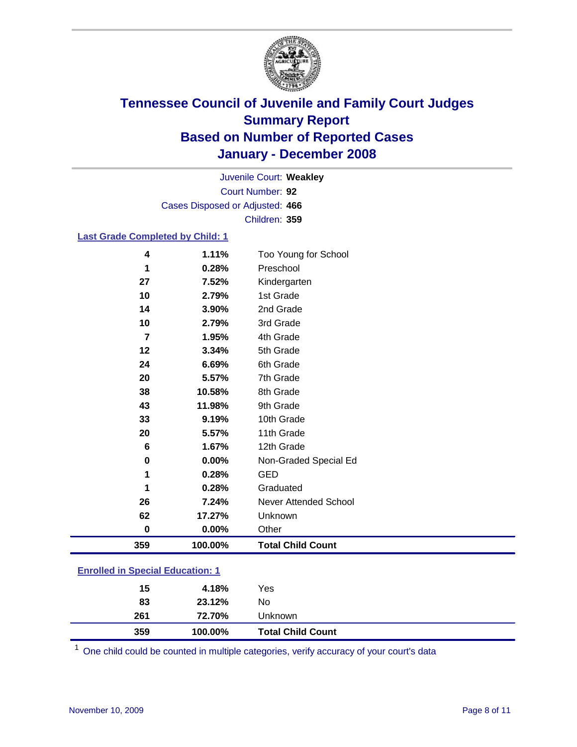# Tennessee Council of Juvenile and Family Court Judges
## Summary Report
## Based on Number of Reported Cases
## January - December 2008

Juvenile Court: **Weakley**
Court Number: **92**
Cases Disposed or Adjusted: **466**
Children: **359**

### Last Grade Completed by Child: 1

| Count | Percent | Category |
|---|---|---|
| 4 | 1.11% | Too Young for School |
| 1 | 0.28% | Preschool |
| 27 | 7.52% | Kindergarten |
| 10 | 2.79% | 1st Grade |
| 14 | 3.90% | 2nd Grade |
| 10 | 2.79% | 3rd Grade |
| 7 | 1.95% | 4th Grade |
| 12 | 3.34% | 5th Grade |
| 24 | 6.69% | 6th Grade |
| 20 | 5.57% | 7th Grade |
| 38 | 10.58% | 8th Grade |
| 43 | 11.98% | 9th Grade |
| 33 | 9.19% | 10th Grade |
| 20 | 5.57% | 11th Grade |
| 6 | 1.67% | 12th Grade |
| 0 | 0.00% | Non-Graded Special Ed |
| 1 | 0.28% | GED |
| 1 | 0.28% | Graduated |
| 26 | 7.24% | Never Attended School |
| 62 | 17.27% | Unknown |
| 0 | 0.00% | Other |
| **359** | **100.00%** | **Total Child Count** |

### Enrolled in Special Education: 1

| Count | Percent | Category |
|---|---|---|
| 15 | 4.18% | Yes |
| 83 | 23.12% | No |
| 261 | 72.70% | Unknown |
| **359** | **100.00%** | **Total Child Count** |

[1] One child could be counted in multiple categories, verify accuracy of your court's data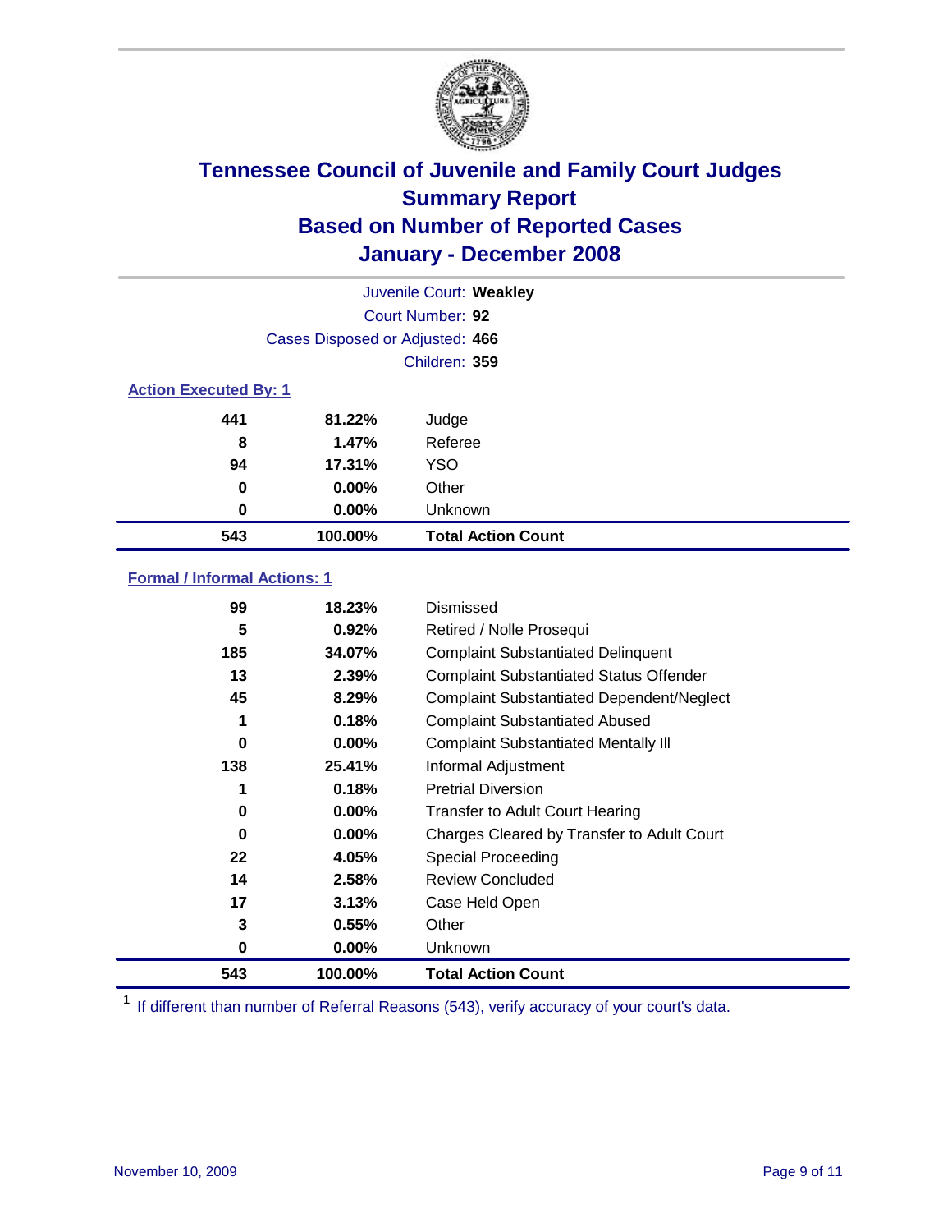# Tennessee Council of Juvenile and Family Court Judges
## Summary Report
## Based on Number of Reported Cases
## January - December 2008

Juvenile Court: **Weakley**
Court Number: **92**
Cases Disposed or Adjusted: **466**
Children: **359**

### Action Executed By: 1

| Count | Percent | Action |
|---|---|---|
| 441 | 81.22% | Judge |
| 8 | 1.47% | Referee |
| 94 | 17.31% | YSO |
| 0 | 0.00% | Other |
| 0 | 0.00% | Unknown |
| **543** | **100.00%** | **Total Action Count** |

### Formal / Informal Actions: 1

| Count | Percent | Action |
|---|---|---|
| 99 | 18.23% | Dismissed |
| 5 | 0.92% | Retired / Nolle Prosequi |
| 185 | 34.07% | Complaint Substantiated Delinquent |
| 13 | 2.39% | Complaint Substantiated Status Offender |
| 45 | 8.29% | Complaint Substantiated Dependent/Neglect |
| 1 | 0.18% | Complaint Substantiated Abused |
| 0 | 0.00% | Complaint Substantiated Mentally Ill |
| 138 | 25.41% | Informal Adjustment |
| 1 | 0.18% | Pretrial Diversion |
| 0 | 0.00% | Transfer to Adult Court Hearing |
| 0 | 0.00% | Charges Cleared by Transfer to Adult Court |
| 22 | 4.05% | Special Proceeding |
| 14 | 2.58% | Review Concluded |
| 17 | 3.13% | Case Held Open |
| 3 | 0.55% | Other |
| 0 | 0.00% | Unknown |
| **543** | **100.00%** | **Total Action Count** |

[1] If different than number of Referral Reasons (543), verify accuracy of your court's data.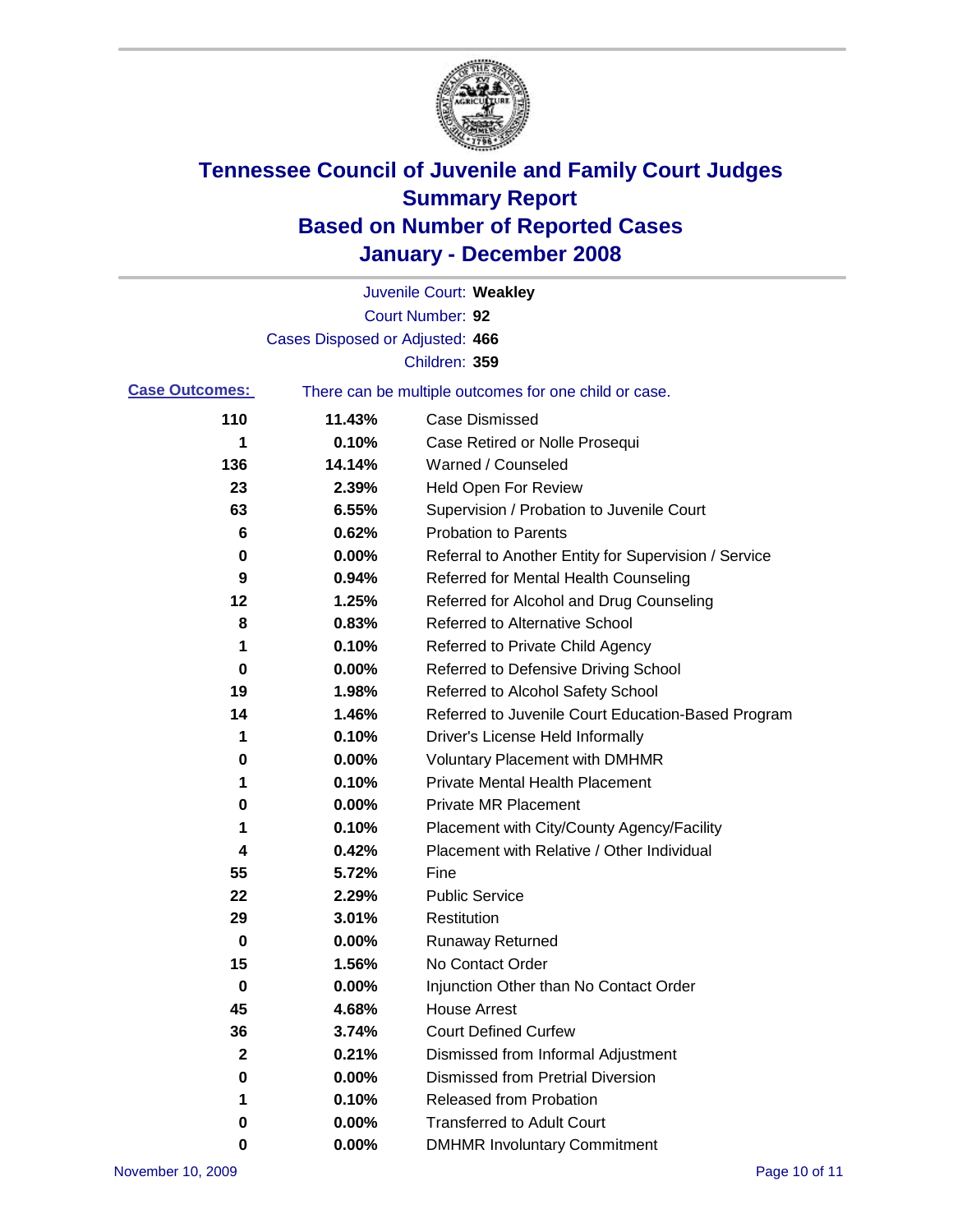# Tennessee Council of Juvenile and Family Court Judges
## Summary Report
## Based on Number of Reported Cases
## January - December 2008

Juvenile Court: **Weakley**

Court Number: **92**

Cases Disposed or Adjusted: **466**

Children: **359**

**Case Outcomes:** There can be multiple outcomes for one child or case.

| Count | Percent | Outcome |
|---|---|---|
| 110 | 11.43% | Case Dismissed |
| 1 | 0.10% | Case Retired or Nolle Prosequi |
| 136 | 14.14% | Warned / Counseled |
| 23 | 2.39% | Held Open For Review |
| 63 | 6.55% | Supervision / Probation to Juvenile Court |
| 6 | 0.62% | Probation to Parents |
| 0 | 0.00% | Referral to Another Entity for Supervision / Service |
| 9 | 0.94% | Referred for Mental Health Counseling |
| 12 | 1.25% | Referred for Alcohol and Drug Counseling |
| 8 | 0.83% | Referred to Alternative School |
| 1 | 0.10% | Referred to Private Child Agency |
| 0 | 0.00% | Referred to Defensive Driving School |
| 19 | 1.98% | Referred to Alcohol Safety School |
| 14 | 1.46% | Referred to Juvenile Court Education-Based Program |
| 1 | 0.10% | Driver's License Held Informally |
| 0 | 0.00% | Voluntary Placement with DMHMR |
| 1 | 0.10% | Private Mental Health Placement |
| 0 | 0.00% | Private MR Placement |
| 1 | 0.10% | Placement with City/County Agency/Facility |
| 4 | 0.42% | Placement with Relative / Other Individual |
| 55 | 5.72% | Fine |
| 22 | 2.29% | Public Service |
| 29 | 3.01% | Restitution |
| 0 | 0.00% | Runaway Returned |
| 15 | 1.56% | No Contact Order |
| 0 | 0.00% | Injunction Other than No Contact Order |
| 45 | 4.68% | House Arrest |
| 36 | 3.74% | Court Defined Curfew |
| 2 | 0.21% | Dismissed from Informal Adjustment |
| 0 | 0.00% | Dismissed from Pretrial Diversion |
| 1 | 0.10% | Released from Probation |
| 0 | 0.00% | Transferred to Adult Court |
| 0 | 0.00% | DMHMR Involuntary Commitment |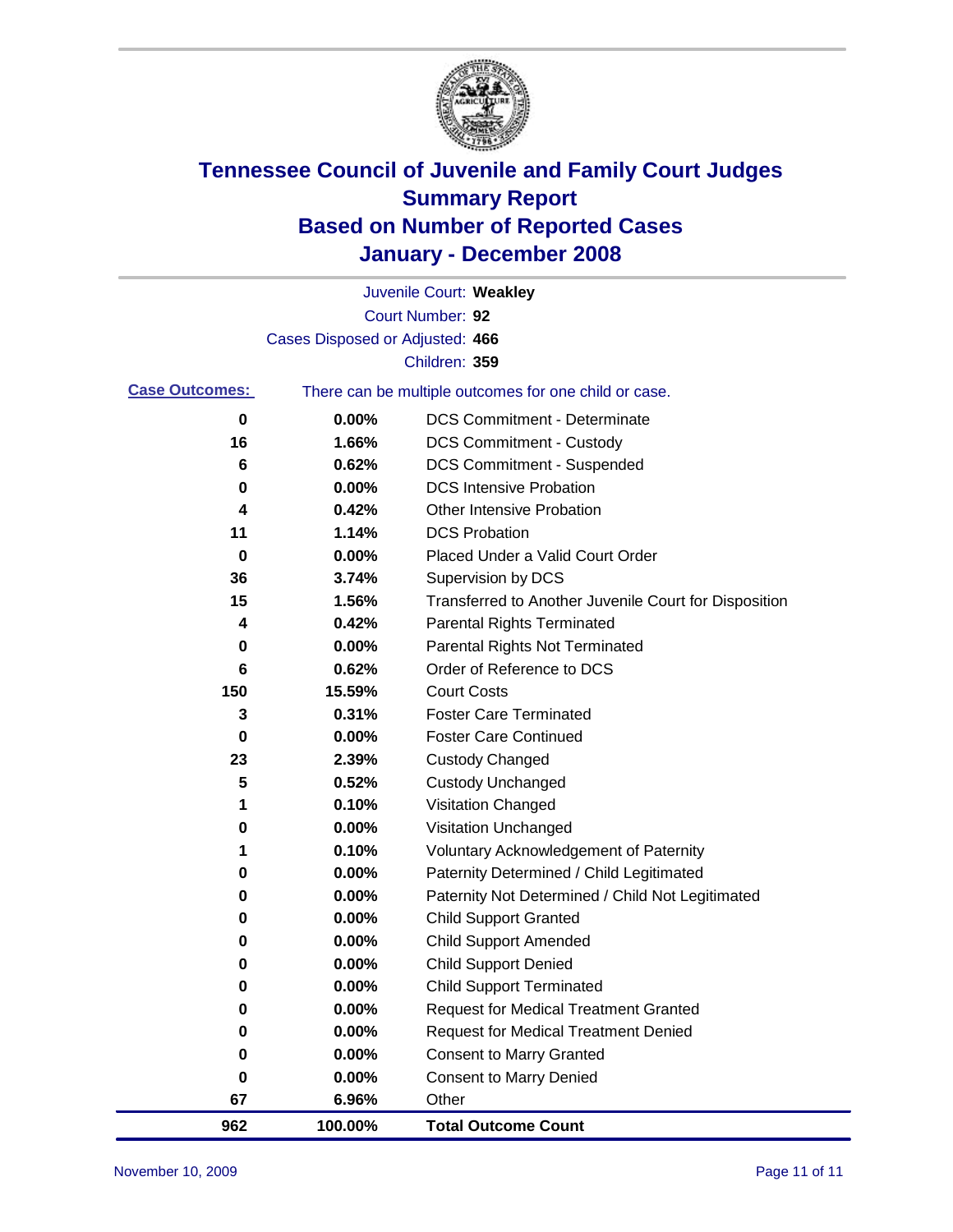# Tennessee Council of Juvenile and Family Court Judges
# Summary Report
# Based on Number of Reported Cases
# January - December 2008

Juvenile Court: **Weakley**

Court Number: **92**

Cases Disposed or Adjusted: **466**

Children: **359**

**Case Outcomes:** There can be multiple outcomes for one child or case.

| | | |
|---|---|---|
| 0 | 0.00% | DCS Commitment - Determinate |
| 16 | 1.66% | DCS Commitment - Custody |
| 6 | 0.62% | DCS Commitment - Suspended |
| 0 | 0.00% | DCS Intensive Probation |
| 4 | 0.42% | Other Intensive Probation |
| 11 | 1.14% | DCS Probation |
| 0 | 0.00% | Placed Under a Valid Court Order |
| 36 | 3.74% | Supervision by DCS |
| 15 | 1.56% | Transferred to Another Juvenile Court for Disposition |
| 4 | 0.42% | Parental Rights Terminated |
| 0 | 0.00% | Parental Rights Not Terminated |
| 6 | 0.62% | Order of Reference to DCS |
| 150 | 15.59% | Court Costs |
| 3 | 0.31% | Foster Care Terminated |
| 0 | 0.00% | Foster Care Continued |
| 23 | 2.39% | Custody Changed |
| 5 | 0.52% | Custody Unchanged |
| 1 | 0.10% | Visitation Changed |
| 0 | 0.00% | Visitation Unchanged |
| 1 | 0.10% | Voluntary Acknowledgement of Paternity |
| 0 | 0.00% | Paternity Determined / Child Legitimated |
| 0 | 0.00% | Paternity Not Determined / Child Not Legitimated |
| 0 | 0.00% | Child Support Granted |
| 0 | 0.00% | Child Support Amended |
| 0 | 0.00% | Child Support Denied |
| 0 | 0.00% | Child Support Terminated |
| 0 | 0.00% | Request for Medical Treatment Granted |
| 0 | 0.00% | Request for Medical Treatment Denied |
| 0 | 0.00% | Consent to Marry Granted |
| 0 | 0.00% | Consent to Marry Denied |
| 67 | 6.96% | Other |
| **962** | **100.00%** | **Total Outcome Count** |